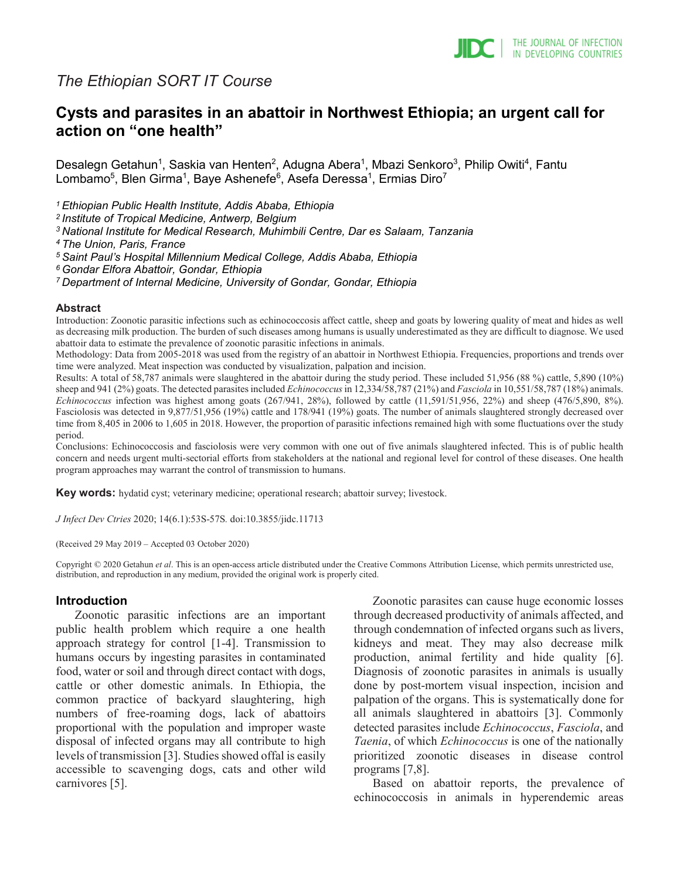*The Ethiopian SORT IT Course*

# Cysts and parasites in an abattoir in Northwest Ethiopia; an urgent call for action on "one health"

Desalegn Getahun[1], Saskia van Henten[2], Adugna Abera[1], Mbazi Senkoro[3], Philip Owiti[4], Fantu Lombamo[5], Blen Girma[1], Baye Ashenefe[6], Asefa Deressa[1], Ermias Diro[7]

[1] *Ethiopian Public Health Institute, Addis Ababa, Ethiopia*
[2] *Institute of Tropical Medicine, Antwerp, Belgium*
[3] *National Institute for Medical Research, Muhimbili Centre, Dar es Salaam, Tanzania*
[4] *The Union, Paris, France*
[5] *Saint Paul's Hospital Millennium Medical College, Addis Ababa, Ethiopia*
[6] *Gondar Elfora Abattoir, Gondar, Ethiopia*
[7] *Department of Internal Medicine, University of Gondar, Gondar, Ethiopia*

## Abstract

Introduction: Zoonotic parasitic infections such as echinococcosis affect cattle, sheep and goats by lowering quality of meat and hides as well as decreasing milk production. The burden of such diseases among humans is usually underestimated as they are difficult to diagnose. We used abattoir data to estimate the prevalence of zoonotic parasitic infections in animals.

Methodology: Data from 2005-2018 was used from the registry of an abattoir in Northwest Ethiopia. Frequencies, proportions and trends over time were analyzed. Meat inspection was conducted by visualization, palpation and incision.

Results: A total of 58,787 animals were slaughtered in the abattoir during the study period. These included 51,956 (88 %) cattle, 5,890 (10%) sheep and 941 (2%) goats. The detected parasites included *Echinococcus* in 12,334/58,787 (21%) and *Fasciola* in 10,551/58,787 (18%) animals. *Echinococcus* infection was highest among goats (267/941, 28%), followed by cattle (11,591/51,956, 22%) and sheep (476/5,890, 8%). Fasciolosis was detected in 9,877/51,956 (19%) cattle and 178/941 (19%) goats. The number of animals slaughtered strongly decreased over time from 8,405 in 2006 to 1,605 in 2018. However, the proportion of parasitic infections remained high with some fluctuations over the study period.

Conclusions: Echinococcosis and fasciolosis were very common with one out of five animals slaughtered infected. This is of public health concern and needs urgent multi-sectorial efforts from stakeholders at the national and regional level for control of these diseases. One health program approaches may warrant the control of transmission to humans.

**Key words:** hydatid cyst; veterinary medicine; operational research; abattoir survey; livestock.

*J Infect Dev Ctries* 2020; 14(6.1):53S-57S*.* doi:10.3855/jidc.11713

(Received 29 May 2019 – Accepted 03 October 2020)

Copyright © 2020 Getahun *et al*. This is an open-access article distributed under the Creative Commons Attribution License, which permits unrestricted use, distribution, and reproduction in any medium, provided the original work is properly cited.

## Introduction

Zoonotic parasitic infections are an important public health problem which require a one health approach strategy for control [1-4]. Transmission to humans occurs by ingesting parasites in contaminated food, water or soil and through direct contact with dogs, cattle or other domestic animals. In Ethiopia, the common practice of backyard slaughtering, high numbers of free-roaming dogs, lack of abattoirs proportional with the population and improper waste disposal of infected organs may all contribute to high levels of transmission [3]. Studies showed offal is easily accessible to scavenging dogs, cats and other wild carnivores [5].

Zoonotic parasites can cause huge economic losses through decreased productivity of animals affected, and through condemnation of infected organs such as livers, kidneys and meat. They may also decrease milk production, animal fertility and hide quality [6]. Diagnosis of zoonotic parasites in animals is usually done by post-mortem visual inspection, incision and palpation of the organs. This is systematically done for all animals slaughtered in abattoirs [3]. Commonly detected parasites include *Echinococcus*, *Fasciola*, and *Taenia*, of which *Echinococcus* is one of the nationally prioritized zoonotic diseases in disease control programs [7,8].

Based on abattoir reports, the prevalence of echinococcosis in animals in hyperendemic areas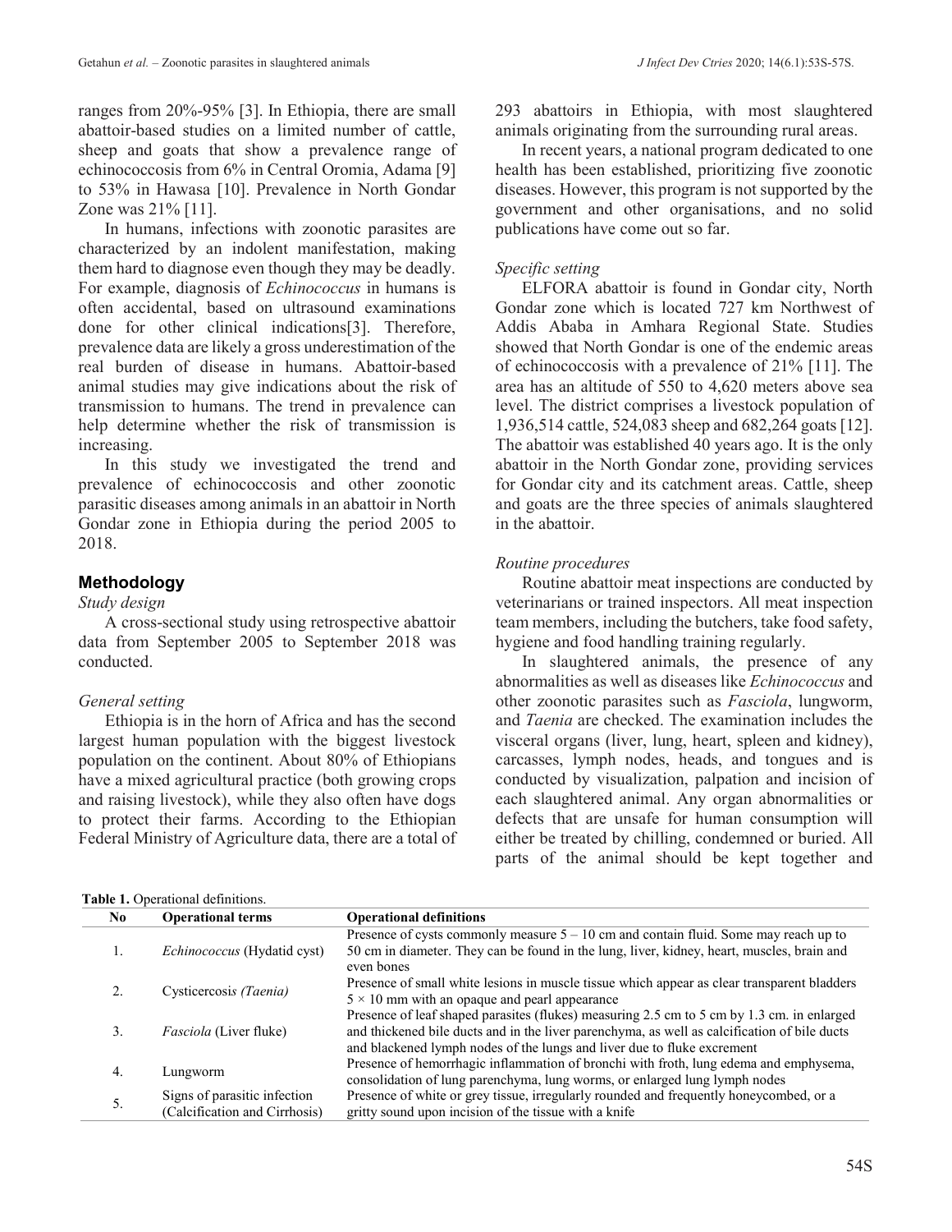ranges from 20%-95% [3]. In Ethiopia, there are small abattoir-based studies on a limited number of cattle, sheep and goats that show a prevalence range of echinococcosis from 6% in Central Oromia, Adama [9] to 53% in Hawasa [10]. Prevalence in North Gondar Zone was 21% [11].

In humans, infections with zoonotic parasites are characterized by an indolent manifestation, making them hard to diagnose even though they may be deadly. For example, diagnosis of *Echinococcus* in humans is often accidental, based on ultrasound examinations done for other clinical indications[3]. Therefore, prevalence data are likely a gross underestimation of the real burden of disease in humans. Abattoir-based animal studies may give indications about the risk of transmission to humans. The trend in prevalence can help determine whether the risk of transmission is increasing.

In this study we investigated the trend and prevalence of echinococcosis and other zoonotic parasitic diseases among animals in an abattoir in North Gondar zone in Ethiopia during the period 2005 to 2018.

## Methodology

*Study design*

A cross-sectional study using retrospective abattoir data from September 2005 to September 2018 was conducted.

*General setting*

Ethiopia is in the horn of Africa and has the second largest human population with the biggest livestock population on the continent. About 80% of Ethiopians have a mixed agricultural practice (both growing crops and raising livestock), while they also often have dogs to protect their farms. According to the Ethiopian Federal Ministry of Agriculture data, there are a total of 293 abattoirs in Ethiopia, with most slaughtered animals originating from the surrounding rural areas.

In recent years, a national program dedicated to one health has been established, prioritizing five zoonotic diseases. However, this program is not supported by the government and other organisations, and no solid publications have come out so far.

*Specific setting*

ELFORA abattoir is found in Gondar city, North Gondar zone which is located 727 km Northwest of Addis Ababa in Amhara Regional State. Studies showed that North Gondar is one of the endemic areas of echinococcosis with a prevalence of 21% [11]. The area has an altitude of 550 to 4,620 meters above sea level. The district comprises a livestock population of 1,936,514 cattle, 524,083 sheep and 682,264 goats [12]. The abattoir was established 40 years ago. It is the only abattoir in the North Gondar zone, providing services for Gondar city and its catchment areas. Cattle, sheep and goats are the three species of animals slaughtered in the abattoir.

*Routine procedures*

Routine abattoir meat inspections are conducted by veterinarians or trained inspectors. All meat inspection team members, including the butchers, take food safety, hygiene and food handling training regularly.

In slaughtered animals, the presence of any abnormalities as well as diseases like *Echinococcus* and other zoonotic parasites such as *Fasciola*, lungworm, and *Taenia* are checked. The examination includes the visceral organs (liver, lung, heart, spleen and kidney), carcasses, lymph nodes, heads, and tongues and is conducted by visualization, palpation and incision of each slaughtered animal. Any organ abnormalities or defects that are unsafe for human consumption will either be treated by chilling, condemned or buried. All parts of the animal should be kept together and

**Table 1.** Operational definitions.

| No | Operational terms | Operational definitions |
|---|---|---|
| 1. | *Echinococcus* (Hydatid cyst) | Presence of cysts commonly measure 5 – 10 cm and contain fluid. Some may reach up to 50 cm in diameter. They can be found in the lung, liver, kidney, heart, muscles, brain and even bones |
| 2. | Cysticercosis *(Taenia)* | Presence of small white lesions in muscle tissue which appear as clear transparent bladders 5 × 10 mm with an opaque and pearl appearance |
| 3. | *Fasciola* (Liver fluke) | Presence of leaf shaped parasites (flukes) measuring 2.5 cm to 5 cm by 1.3 cm. in enlarged and thickened bile ducts and in the liver parenchyma, as well as calcification of bile ducts and blackened lymph nodes of the lungs and liver due to fluke excrement |
| 4. | Lungworm | Presence of hemorrhagic inflammation of bronchi with froth, lung edema and emphysema, consolidation of lung parenchyma, lung worms, or enlarged lung lymph nodes |
| 5. | Signs of parasitic infection (Calcification and Cirrhosis) | Presence of white or grey tissue, irregularly rounded and frequently honeycombed, or a gritty sound upon incision of the tissue with a knife |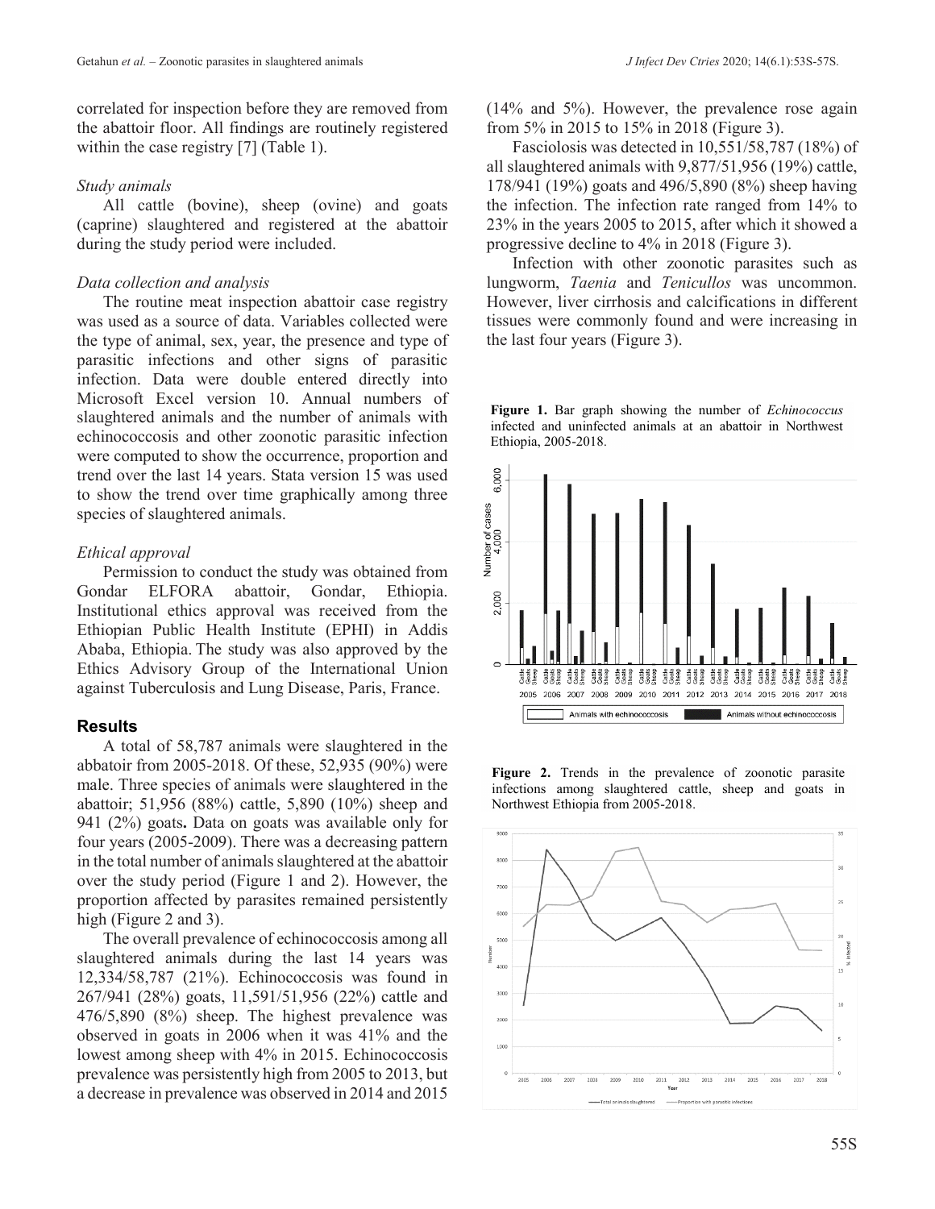correlated for inspection before they are removed from the abattoir floor. All findings are routinely registered within the case registry [7] (Table 1).

### *Study animals*

All cattle (bovine), sheep (ovine) and goats (caprine) slaughtered and registered at the abattoir during the study period were included.

### *Data collection and analysis*

The routine meat inspection abattoir case registry was used as a source of data. Variables collected were the type of animal, sex, year, the presence and type of parasitic infections and other signs of parasitic infection. Data were double entered directly into Microsoft Excel version 10. Annual numbers of slaughtered animals and the number of animals with echinococcosis and other zoonotic parasitic infection were computed to show the occurrence, proportion and trend over the last 14 years. Stata version 15 was used to show the trend over time graphically among three species of slaughtered animals.

### *Ethical approval*

Permission to conduct the study was obtained from Gondar ELFORA abattoir, Gondar, Ethiopia. Institutional ethics approval was received from the Ethiopian Public Health Institute (EPHI) in Addis Ababa, Ethiopia. The study was also approved by the Ethics Advisory Group of the International Union against Tuberculosis and Lung Disease, Paris, France.

## Results

A total of 58,787 animals were slaughtered in the abbatoir from 2005-2018. Of these, 52,935 (90%) were male. Three species of animals were slaughtered in the abattoir; 51,956 (88%) cattle, 5,890 (10%) sheep and 941 (2%) goats**.** Data on goats was available only for four years (2005-2009). There was a decreasing pattern in the total number of animals slaughtered at the abattoir over the study period (Figure 1 and 2). However, the proportion affected by parasites remained persistently high (Figure 2 and 3).

The overall prevalence of echinococcosis among all slaughtered animals during the last 14 years was 12,334/58,787 (21%). Echinococcosis was found in 267/941 (28%) goats, 11,591/51,956 (22%) cattle and 476/5,890 (8%) sheep. The highest prevalence was observed in goats in 2006 when it was 41% and the lowest among sheep with 4% in 2015. Echinococcosis prevalence was persistently high from 2005 to 2013, but a decrease in prevalence was observed in 2014 and 2015 (14% and 5%). However, the prevalence rose again from 5% in 2015 to 15% in 2018 (Figure 3).

Fasciolosis was detected in 10,551/58,787 (18%) of all slaughtered animals with 9,877/51,956 (19%) cattle, 178/941 (19%) goats and 496/5,890 (8%) sheep having the infection. The infection rate ranged from 14% to 23% in the years 2005 to 2015, after which it showed a progressive decline to 4% in 2018 (Figure 3).

Infection with other zoonotic parasites such as lungworm, *Taenia* and *Tenicullos* was uncommon. However, liver cirrhosis and calcifications in different tissues were commonly found and were increasing in the last four years (Figure 3).

**Figure 1.** Bar graph showing the number of *Echinococcus* infected and uninfected animals at an abattoir in Northwest Ethiopia, 2005-2018.

**Figure 2.** Trends in the prevalence of zoonotic parasite infections among slaughtered cattle, sheep and goats in Northwest Ethiopia from 2005-2018.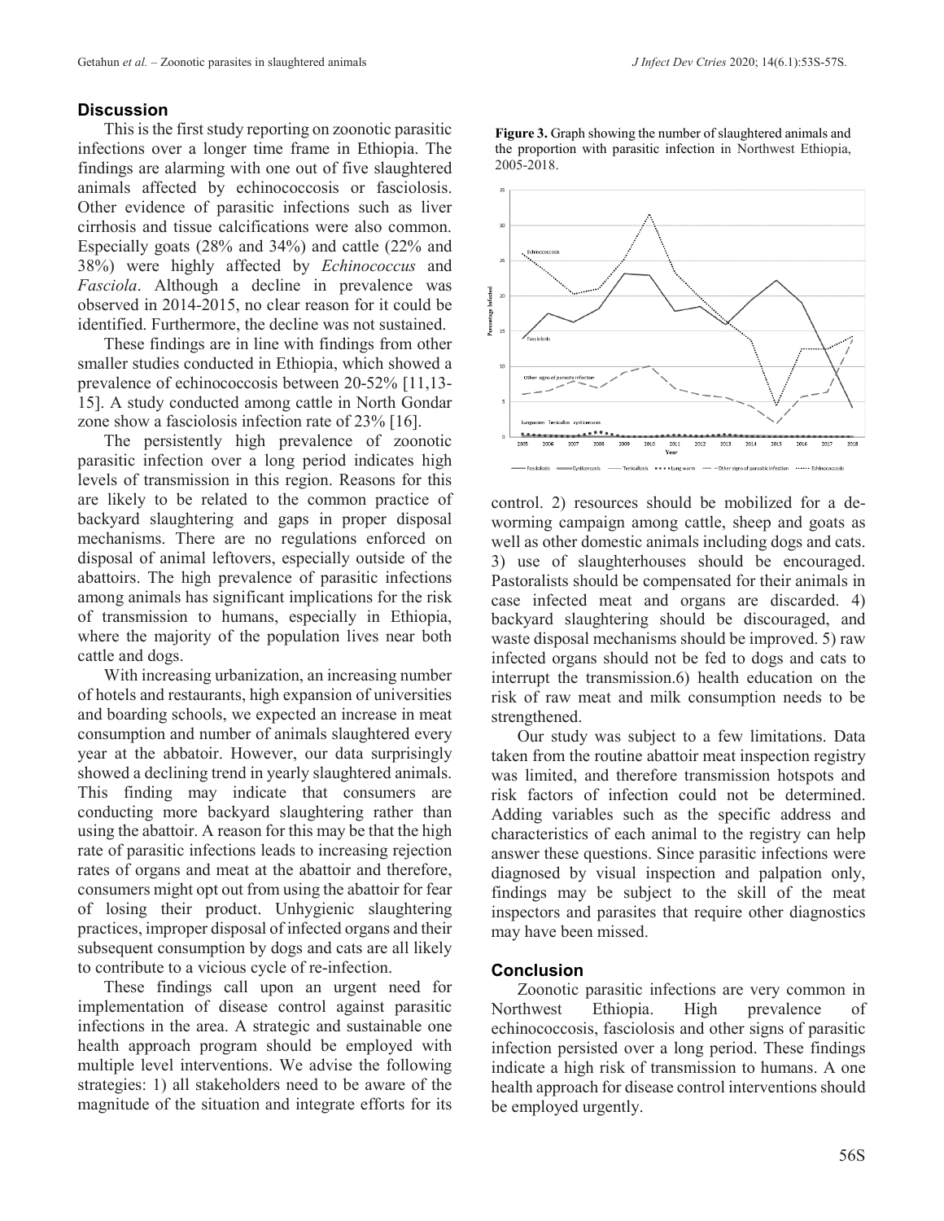## Discussion

This is the first study reporting on zoonotic parasitic infections over a longer time frame in Ethiopia. The findings are alarming with one out of five slaughtered animals affected by echinococcosis or fasciolosis. Other evidence of parasitic infections such as liver cirrhosis and tissue calcifications were also common. Especially goats (28% and 34%) and cattle (22% and 38%) were highly affected by *Echinococcus* and *Fasciola*. Although a decline in prevalence was observed in 2014-2015, no clear reason for it could be identified. Furthermore, the decline was not sustained.

These findings are in line with findings from other smaller studies conducted in Ethiopia, which showed a prevalence of echinococcosis between 20-52% [11,13-15]. A study conducted among cattle in North Gondar zone show a fasciolosis infection rate of 23% [16].

The persistently high prevalence of zoonotic parasitic infection over a long period indicates high levels of transmission in this region. Reasons for this are likely to be related to the common practice of backyard slaughtering and gaps in proper disposal mechanisms. There are no regulations enforced on disposal of animal leftovers, especially outside of the abattoirs. The high prevalence of parasitic infections among animals has significant implications for the risk of transmission to humans, especially in Ethiopia, where the majority of the population lives near both cattle and dogs.

With increasing urbanization, an increasing number of hotels and restaurants, high expansion of universities and boarding schools, we expected an increase in meat consumption and number of animals slaughtered every year at the abbatoir. However, our data surprisingly showed a declining trend in yearly slaughtered animals. This finding may indicate that consumers are conducting more backyard slaughtering rather than using the abattoir. A reason for this may be that the high rate of parasitic infections leads to increasing rejection rates of organs and meat at the abattoir and therefore, consumers might opt out from using the abattoir for fear of losing their product. Unhygienic slaughtering practices, improper disposal of infected organs and their subsequent consumption by dogs and cats are all likely to contribute to a vicious cycle of re-infection.

These findings call upon an urgent need for implementation of disease control against parasitic infections in the area. A strategic and sustainable one health approach program should be employed with multiple level interventions. We advise the following strategies: 1) all stakeholders need to be aware of the magnitude of the situation and integrate efforts for its control. 2) resources should be mobilized for a de-worming campaign among cattle, sheep and goats as well as other domestic animals including dogs and cats. 3) use of slaughterhouses should be encouraged. Pastoralists should be compensated for their animals in case infected meat and organs are discarded. 4) backyard slaughtering should be discouraged, and waste disposal mechanisms should be improved. 5) raw infected organs should not be fed to dogs and cats to interrupt the transmission.6) health education on the risk of raw meat and milk consumption needs to be strengthened.

**Figure 3.** Graph showing the number of slaughtered animals and the proportion with parasitic infection in Northwest Ethiopia, 2005-2018.

Our study was subject to a few limitations. Data taken from the routine abattoir meat inspection registry was limited, and therefore transmission hotspots and risk factors of infection could not be determined. Adding variables such as the specific address and characteristics of each animal to the registry can help answer these questions. Since parasitic infections were diagnosed by visual inspection and palpation only, findings may be subject to the skill of the meat inspectors and parasites that require other diagnostics may have been missed.

## Conclusion

Zoonotic parasitic infections are very common in Northwest Ethiopia. High prevalence of echinococcosis, fasciolosis and other signs of parasitic infection persisted over a long period. These findings indicate a high risk of transmission to humans. A one health approach for disease control interventions should be employed urgently.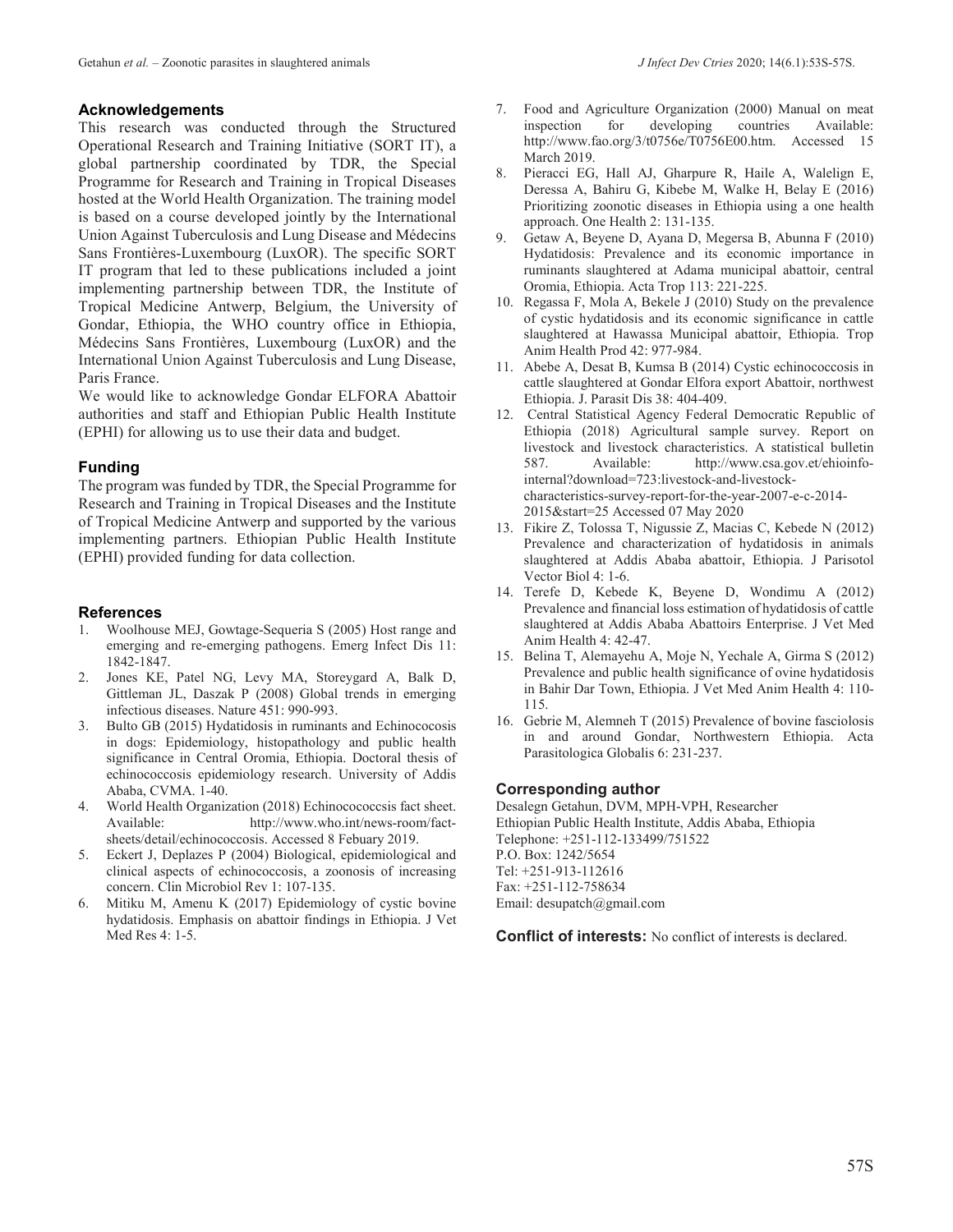## Acknowledgements

This research was conducted through the Structured Operational Research and Training Initiative (SORT IT), a global partnership coordinated by TDR, the Special Programme for Research and Training in Tropical Diseases hosted at the World Health Organization. The training model is based on a course developed jointly by the International Union Against Tuberculosis and Lung Disease and Médecins Sans Frontières-Luxembourg (LuxOR). The specific SORT IT program that led to these publications included a joint implementing partnership between TDR, the Institute of Tropical Medicine Antwerp, Belgium, the University of Gondar, Ethiopia, the WHO country office in Ethiopia, Médecins Sans Frontières, Luxembourg (LuxOR) and the International Union Against Tuberculosis and Lung Disease, Paris France.

We would like to acknowledge Gondar ELFORA Abattoir authorities and staff and Ethiopian Public Health Institute (EPHI) for allowing us to use their data and budget.

## Funding

The program was funded by TDR, the Special Programme for Research and Training in Tropical Diseases and the Institute of Tropical Medicine Antwerp and supported by the various implementing partners. Ethiopian Public Health Institute (EPHI) provided funding for data collection.

## References

1. Woolhouse MEJ, Gowtage-Sequeria S (2005) Host range and emerging and re-emerging pathogens. Emerg Infect Dis 11: 1842-1847.
2. Jones KE, Patel NG, Levy MA, Storeygard A, Balk D, Gittleman JL, Daszak P (2008) Global trends in emerging infectious diseases. Nature 451: 990-993.
3. Bulto GB (2015) Hydatidosis in ruminants and Echinococosis in dogs: Epidemiology, histopathology and public health significance in Central Oromia, Ethiopia. Doctoral thesis of echinococcosis epidemiology research. University of Addis Ababa, CVMA. 1-40.
4. World Health Organization (2018) Echinocococcsis fact sheet. Available: http://www.who.int/news-room/fact-sheets/detail/echinococcosis. Accessed 8 Febuary 2019.
5. Eckert J, Deplazes P (2004) Biological, epidemiological and clinical aspects of echinococcosis, a zoonosis of increasing concern. Clin Microbiol Rev 1: 107-135.
6. Mitiku M, Amenu K (2017) Epidemiology of cystic bovine hydatidosis. Emphasis on abattoir findings in Ethiopia. J Vet Med Res 4: 1-5.
7. Food and Agriculture Organization (2000) Manual on meat inspection for developing countries Available: http://www.fao.org/3/t0756e/T0756E00.htm. Accessed 15 March 2019.
8. Pieracci EG, Hall AJ, Gharpure R, Haile A, Walelign E, Deressa A, Bahiru G, Kibebe M, Walke H, Belay E (2016) Prioritizing zoonotic diseases in Ethiopia using a one health approach. One Health 2: 131-135.
9. Getaw A, Beyene D, Ayana D, Megersa B, Abunna F (2010) Hydatidosis: Prevalence and its economic importance in ruminants slaughtered at Adama municipal abattoir, central Oromia, Ethiopia. Acta Trop 113: 221-225.
10. Regassa F, Mola A, Bekele J (2010) Study on the prevalence of cystic hydatidosis and its economic significance in cattle slaughtered at Hawassa Municipal abattoir, Ethiopia. Trop Anim Health Prod 42: 977-984.
11. Abebe A, Desat B, Kumsa B (2014) Cystic echinococcosis in cattle slaughtered at Gondar Elfora export Abattoir, northwest Ethiopia. J. Parasit Dis 38: 404-409.
12. Central Statistical Agency Federal Democratic Republic of Ethiopia (2018) Agricultural sample survey. Report on livestock and livestock characteristics. A statistical bulletin 587. Available: http://www.csa.gov.et/ehioinfo-internal?download=723:livestock-and-livestock-characteristics-survey-report-for-the-year-2007-e-c-2014-2015&start=25 Accessed 07 May 2020
13. Fikire Z, Tolossa T, Nigussie Z, Macias C, Kebede N (2012) Prevalence and characterization of hydatidosis in animals slaughtered at Addis Ababa abattoir, Ethiopia. J Parisotol Vector Biol 4: 1-6.
14. Terefe D, Kebede K, Beyene D, Wondimu A (2012) Prevalence and financial loss estimation of hydatidosis of cattle slaughtered at Addis Ababa Abattoirs Enterprise. J Vet Med Anim Health 4: 42-47.
15. Belina T, Alemayehu A, Moje N, Yechale A, Girma S (2012) Prevalence and public health significance of ovine hydatidosis in Bahir Dar Town, Ethiopia. J Vet Med Anim Health 4: 110-115.
16. Gebrie M, Alemneh T (2015) Prevalence of bovine fasciolosis in and around Gondar, Northwestern Ethiopia. Acta Parasitologica Globalis 6: 231-237.

## Corresponding author

Desalegn Getahun, DVM, MPH-VPH, Researcher
Ethiopian Public Health Institute, Addis Ababa, Ethiopia
Telephone: +251-112-133499/751522
P.O. Box: 1242/5654
Tel: +251-913-112616
Fax: +251-112-758634
Email: desupatch@gmail.com

**Conflict of interests:** No conflict of interests is declared.